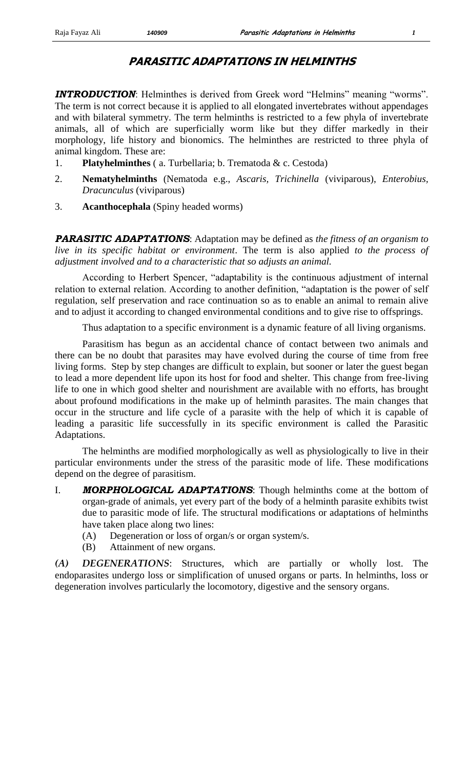# PARASITIC ADAPTATIONS IN HELMINTHS

***INTRODUCTION***: Helminthes is derived from Greek word "Helmins" meaning "worms". The term is not correct because it is applied to all elongated invertebrates without appendages and with bilateral symmetry. The term helminths is restricted to a few phyla of invertebrate animals, all of which are superficially worm like but they differ markedly in their morphology, life history and bionomics. The helminthes are restricted to three phyla of animal kingdom. These are:

1. **Platyhelminthes** ( a. Turbellaria; b. Trematoda & c. Cestoda)
2. **Nematyhelminths** (Nematoda e.g., *Ascaris, Trichinella* (viviparous), *Enterobius, Dracunculus* (viviparous)
3. **Acanthocephala** (Spiny headed worms)

***PARASITIC ADAPTATIONS***: Adaptation may be defined as *the fitness of an organism to live in its specific habitat or environment*. The term is also applied *to the process of adjustment involved and to a characteristic that so adjusts an animal.*

According to Herbert Spencer, "adaptability is the continuous adjustment of internal relation to external relation. According to another definition, "adaptation is the power of self regulation, self preservation and race continuation so as to enable an animal to remain alive and to adjust it according to changed environmental conditions and to give rise to offsprings.

Thus adaptation to a specific environment is a dynamic feature of all living organisms.

Parasitism has begun as an accidental chance of contact between two animals and there can be no doubt that parasites may have evolved during the course of time from free living forms. Step by step changes are difficult to explain, but sooner or later the guest began to lead a more dependent life upon its host for food and shelter. This change from free-living life to one in which good shelter and nourishment are available with no efforts, has brought about profound modifications in the make up of helminth parasites. The main changes that occur in the structure and life cycle of a parasite with the help of which it is capable of leading a parasitic life successfully in its specific environment is called the Parasitic Adaptations.

The helminths are modified morphologically as well as physiologically to live in their particular environments under the stress of the parasitic mode of life. These modifications depend on the degree of parasitism.

I. ***MORPHOLOGICAL ADAPTATIONS***: Though helminths come at the bottom of organ-grade of animals, yet every part of the body of a helminth parasite exhibits twist due to parasitic mode of life. The structural modifications or adaptations of helminths have taken place along two lines:
   - (A) Degeneration or loss of organ/s or organ system/s.
   - (B) Attainment of new organs.

***(A) DEGENERATIONS***: Structures, which are partially or wholly lost. The endoparasites undergo loss or simplification of unused organs or parts. In helminths, loss or degeneration involves particularly the locomotory, digestive and the sensory organs.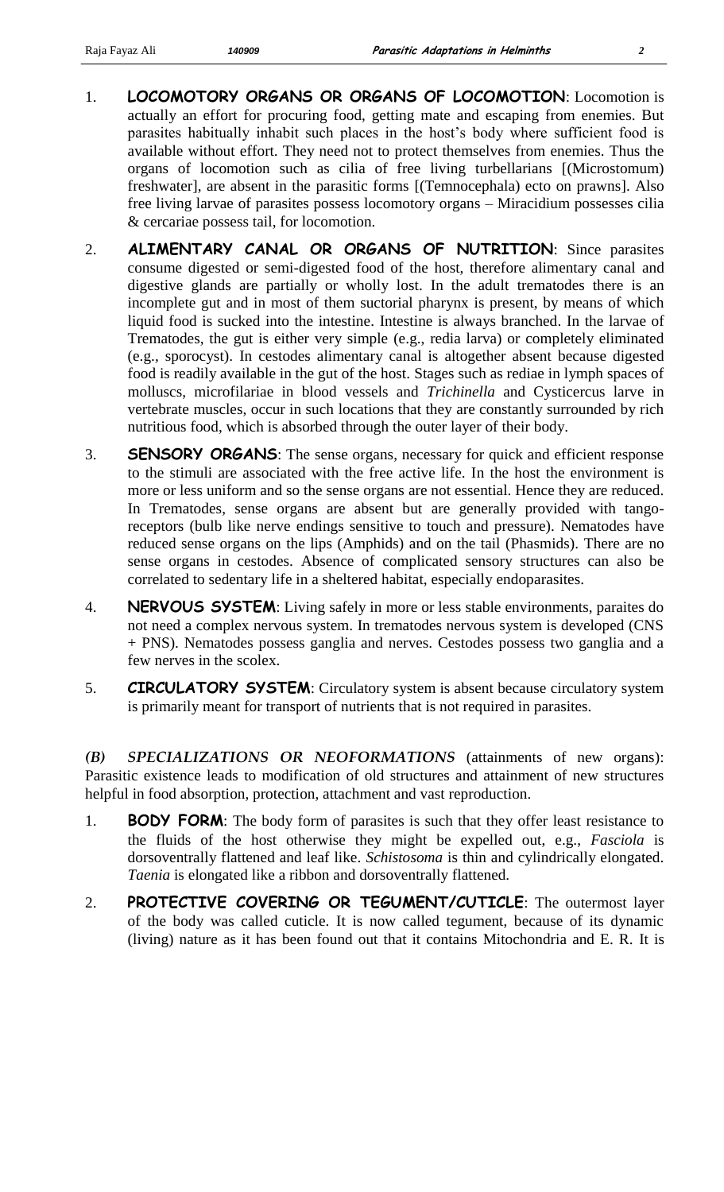1. **LOCOMOTORY ORGANS OR ORGANS OF LOCOMOTION**: Locomotion is actually an effort for procuring food, getting mate and escaping from enemies. But parasites habitually inhabit such places in the host's body where sufficient food is available without effort. They need not to protect themselves from enemies. Thus the organs of locomotion such as cilia of free living turbellarians [(Microstomum) freshwater], are absent in the parasitic forms [(Temnocephala) ecto on prawns]. Also free living larvae of parasites possess locomotory organs – Miracidium possesses cilia & cercariae possess tail, for locomotion.

2. **ALIMENTARY CANAL OR ORGANS OF NUTRITION**: Since parasites consume digested or semi-digested food of the host, therefore alimentary canal and digestive glands are partially or wholly lost. In the adult trematodes there is an incomplete gut and in most of them suctorial pharynx is present, by means of which liquid food is sucked into the intestine. Intestine is always branched. In the larvae of Trematodes, the gut is either very simple (e.g., redia larva) or completely eliminated (e.g., sporocyst). In cestodes alimentary canal is altogether absent because digested food is readily available in the gut of the host. Stages such as rediae in lymph spaces of molluscs, microfilariae in blood vessels and *Trichinella* and Cysticercus larve in vertebrate muscles, occur in such locations that they are constantly surrounded by rich nutritious food, which is absorbed through the outer layer of their body.

3. **SENSORY ORGANS**: The sense organs, necessary for quick and efficient response to the stimuli are associated with the free active life. In the host the environment is more or less uniform and so the sense organs are not essential. Hence they are reduced. In Trematodes, sense organs are absent but are generally provided with tango-receptors (bulb like nerve endings sensitive to touch and pressure). Nematodes have reduced sense organs on the lips (Amphids) and on the tail (Phasmids). There are no sense organs in cestodes. Absence of complicated sensory structures can also be correlated to sedentary life in a sheltered habitat, especially endoparasites.

4. **NERVOUS SYSTEM**: Living safely in more or less stable environments, paraites do not need a complex nervous system. In trematodes nervous system is developed (CNS + PNS). Nematodes possess ganglia and nerves. Cestodes possess two ganglia and a few nerves in the scolex.

5. **CIRCULATORY SYSTEM**: Circulatory system is absent because circulatory system is primarily meant for transport of nutrients that is not required in parasites.

***(B) SPECIALIZATIONS OR NEOFORMATIONS*** (attainments of new organs): Parasitic existence leads to modification of old structures and attainment of new structures helpful in food absorption, protection, attachment and vast reproduction.

1. **BODY FORM**: The body form of parasites is such that they offer least resistance to the fluids of the host otherwise they might be expelled out, e.g., *Fasciola* is dorsoventrally flattened and leaf like. *Schistosoma* is thin and cylindrically elongated. *Taenia* is elongated like a ribbon and dorsoventrally flattened.

2. **PROTECTIVE COVERING OR TEGUMENT/CUTICLE**: The outermost layer of the body was called cuticle. It is now called tegument, because of its dynamic (living) nature as it has been found out that it contains Mitochondria and E. R. It is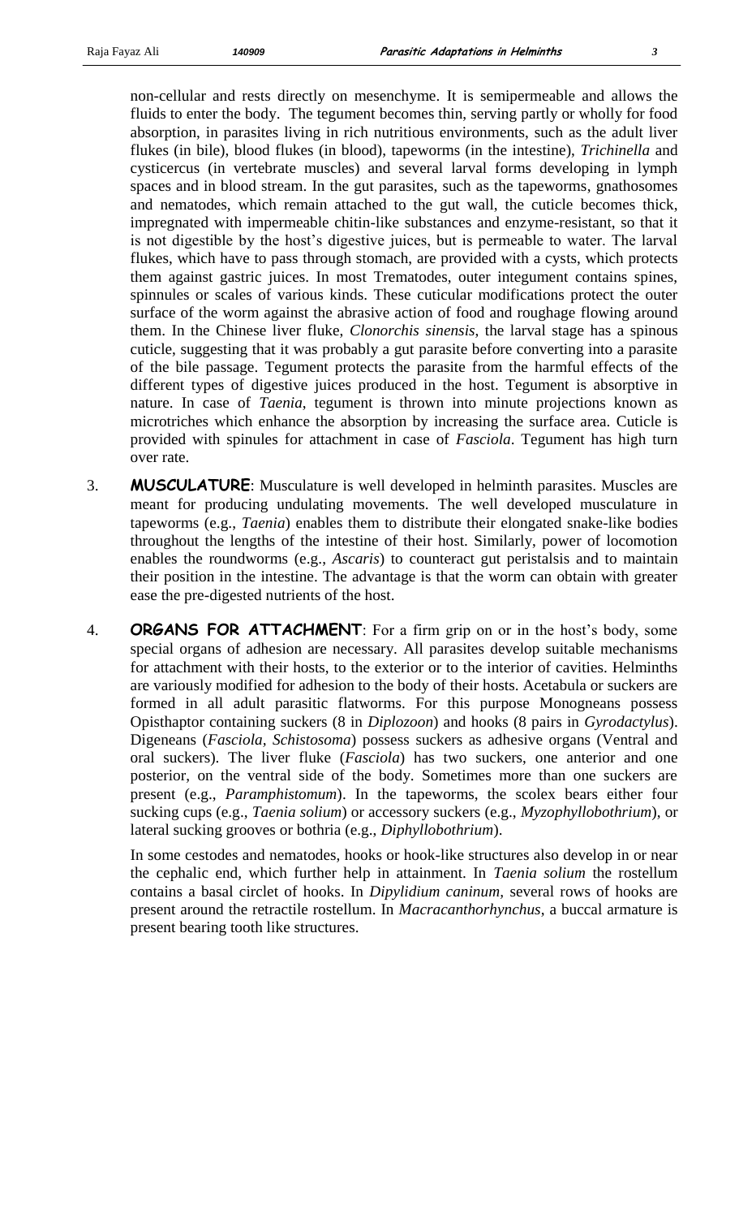non-cellular and rests directly on mesenchyme. It is semipermeable and allows the fluids to enter the body. The tegument becomes thin, serving partly or wholly for food absorption, in parasites living in rich nutritious environments, such as the adult liver flukes (in bile), blood flukes (in blood), tapeworms (in the intestine), *Trichinella* and cysticercus (in vertebrate muscles) and several larval forms developing in lymph spaces and in blood stream. In the gut parasites, such as the tapeworms, gnathosomes and nematodes, which remain attached to the gut wall, the cuticle becomes thick, impregnated with impermeable chitin-like substances and enzyme-resistant, so that it is not digestible by the host's digestive juices, but is permeable to water. The larval flukes, which have to pass through stomach, are provided with a cysts, which protects them against gastric juices. In most Trematodes, outer integument contains spines, spinnules or scales of various kinds. These cuticular modifications protect the outer surface of the worm against the abrasive action of food and roughage flowing around them. In the Chinese liver fluke, *Clonorchis sinensis*, the larval stage has a spinous cuticle, suggesting that it was probably a gut parasite before converting into a parasite of the bile passage. Tegument protects the parasite from the harmful effects of the different types of digestive juices produced in the host. Tegument is absorptive in nature. In case of *Taenia*, tegument is thrown into minute projections known as microtriches which enhance the absorption by increasing the surface area. Cuticle is provided with spinules for attachment in case of *Fasciola*. Tegument has high turn over rate.

3. **MUSCULATURE**: Musculature is well developed in helminth parasites. Muscles are meant for producing undulating movements. The well developed musculature in tapeworms (e.g., *Taenia*) enables them to distribute their elongated snake-like bodies throughout the lengths of the intestine of their host. Similarly, power of locomotion enables the roundworms (e.g., *Ascaris*) to counteract gut peristalsis and to maintain their position in the intestine. The advantage is that the worm can obtain with greater ease the pre-digested nutrients of the host.

4. **ORGANS FOR ATTACHMENT**: For a firm grip on or in the host's body, some special organs of adhesion are necessary. All parasites develop suitable mechanisms for attachment with their hosts, to the exterior or to the interior of cavities. Helminths are variously modified for adhesion to the body of their hosts. Acetabula or suckers are formed in all adult parasitic flatworms. For this purpose Monogneans possess Opisthaptor containing suckers (8 in *Diplozoon*) and hooks (8 pairs in *Gyrodactylus*). Digeneans (*Fasciola, Schistosoma*) possess suckers as adhesive organs (Ventral and oral suckers). The liver fluke (*Fasciola*) has two suckers, one anterior and one posterior, on the ventral side of the body. Sometimes more than one suckers are present (e.g., *Paramphistomum*). In the tapeworms, the scolex bears either four sucking cups (e.g., *Taenia solium*) or accessory suckers (e.g., *Myzophyllobothrium*), or lateral sucking grooves or bothria (e.g., *Diphyllobothrium*).

   In some cestodes and nematodes, hooks or hook-like structures also develop in or near the cephalic end, which further help in attainment. In *Taenia solium* the rostellum contains a basal circlet of hooks. In *Dipylidium caninum,* several rows of hooks are present around the retractile rostellum. In *Macracanthorhynchus*, a buccal armature is present bearing tooth like structures.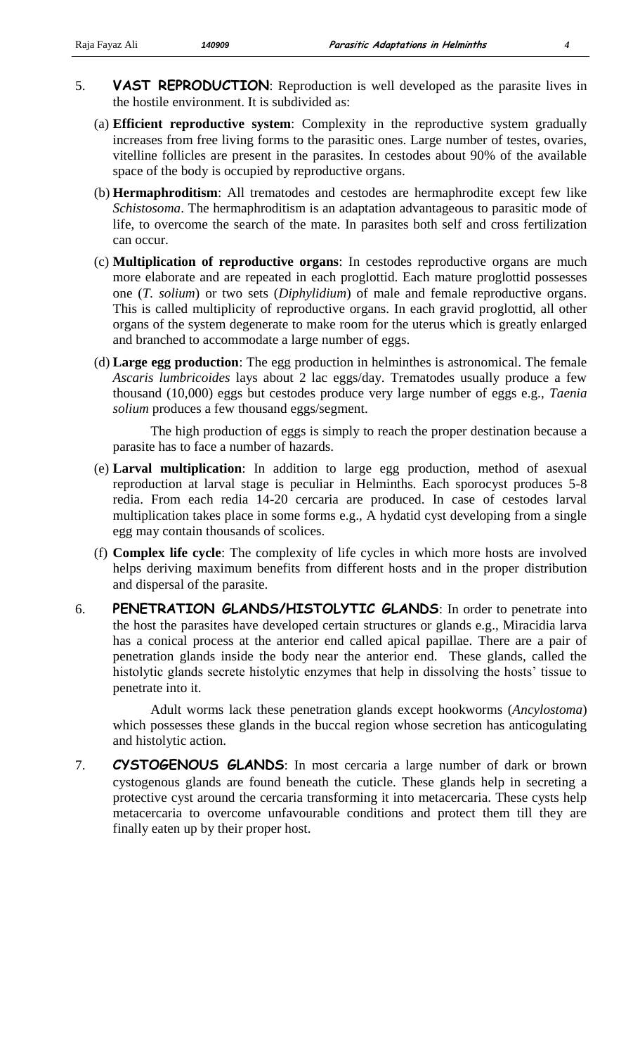5. **VAST REPRODUCTION**: Reproduction is well developed as the parasite lives in the hostile environment. It is subdivided as:

   (a) **Efficient reproductive system**: Complexity in the reproductive system gradually increases from free living forms to the parasitic ones. Large number of testes, ovaries, vitelline follicles are present in the parasites. In cestodes about 90% of the available space of the body is occupied by reproductive organs.

   (b) **Hermaphroditism**: All trematodes and cestodes are hermaphrodite except few like *Schistosoma*. The hermaphroditism is an adaptation advantageous to parasitic mode of life, to overcome the search of the mate. In parasites both self and cross fertilization can occur.

   (c) **Multiplication of reproductive organs**: In cestodes reproductive organs are much more elaborate and are repeated in each proglottid. Each mature proglottid possesses one (*T. solium*) or two sets (*Diphylidium*) of male and female reproductive organs. This is called multiplicity of reproductive organs. In each gravid proglottid, all other organs of the system degenerate to make room for the uterus which is greatly enlarged and branched to accommodate a large number of eggs.

   (d) **Large egg production**: The egg production in helminthes is astronomical. The female *Ascaris lumbricoides* lays about 2 lac eggs/day. Trematodes usually produce a few thousand (10,000) eggs but cestodes produce very large number of eggs e.g., *Taenia solium* produces a few thousand eggs/segment.

   The high production of eggs is simply to reach the proper destination because a parasite has to face a number of hazards.

   (e) **Larval multiplication**: In addition to large egg production, method of asexual reproduction at larval stage is peculiar in Helminths. Each sporocyst produces 5-8 redia. From each redia 14-20 cercaria are produced. In case of cestodes larval multiplication takes place in some forms e.g., A hydatid cyst developing from a single egg may contain thousands of scolices.

   (f) **Complex life cycle**: The complexity of life cycles in which more hosts are involved helps deriving maximum benefits from different hosts and in the proper distribution and dispersal of the parasite.

6. **PENETRATION GLANDS/HISTOLYTIC GLANDS**: In order to penetrate into the host the parasites have developed certain structures or glands e.g., Miracidia larva has a conical process at the anterior end called apical papillae. There are a pair of penetration glands inside the body near the anterior end. These glands, called the histolytic glands secrete histolytic enzymes that help in dissolving the hosts' tissue to penetrate into it.

   Adult worms lack these penetration glands except hookworms (*Ancylostoma*) which possesses these glands in the buccal region whose secretion has anticogulating and histolytic action.

7. **CYSTOGENOUS GLANDS**: In most cercaria a large number of dark or brown cystogenous glands are found beneath the cuticle. These glands help in secreting a protective cyst around the cercaria transforming it into metacercaria. These cysts help metacercaria to overcome unfavourable conditions and protect them till they are finally eaten up by their proper host.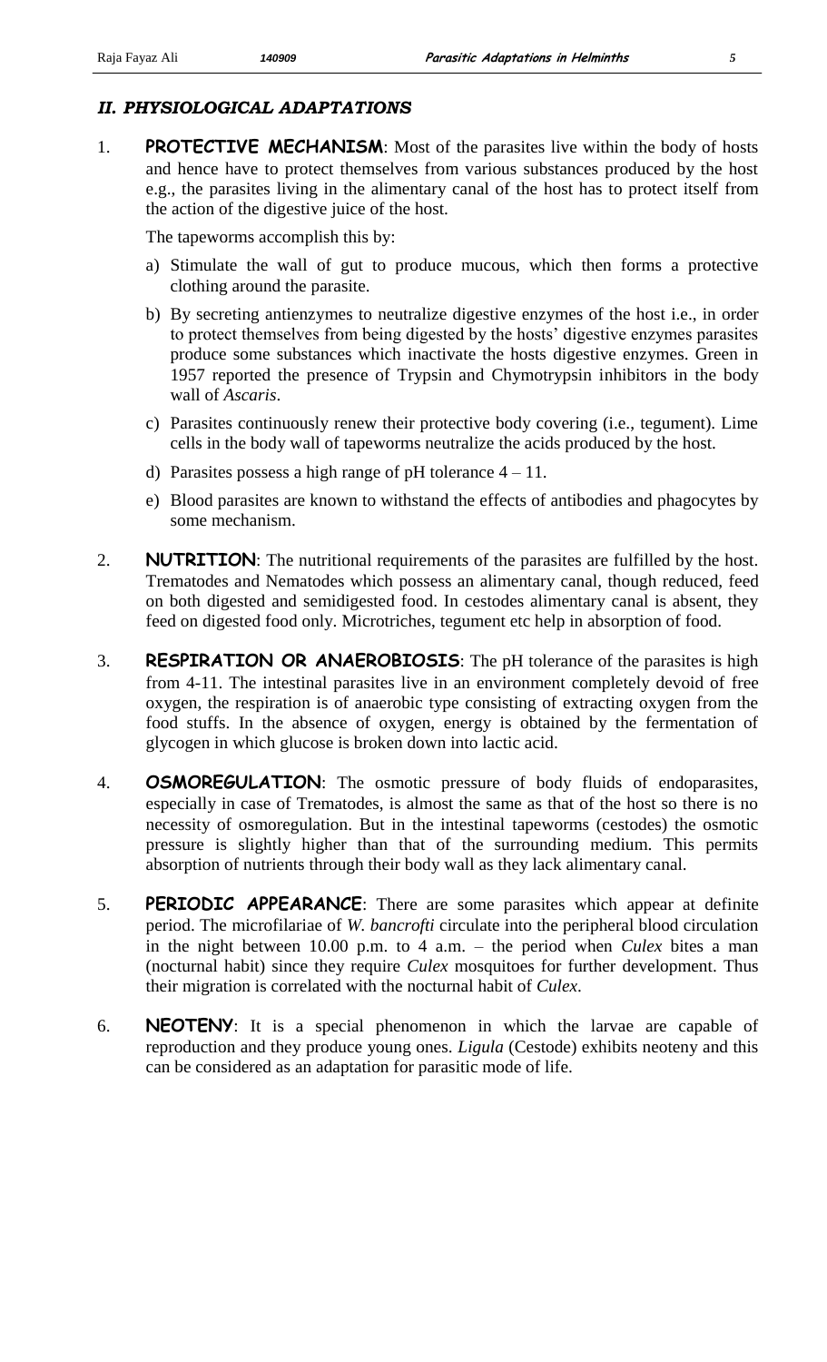## *II. PHYSIOLOGICAL ADAPTATIONS*

1. **PROTECTIVE MECHANISM**: Most of the parasites live within the body of hosts and hence have to protect themselves from various substances produced by the host e.g., the parasites living in the alimentary canal of the host has to protect itself from the action of the digestive juice of the host.

   The tapeworms accomplish this by:

   a) Stimulate the wall of gut to produce mucous, which then forms a protective clothing around the parasite.

   b) By secreting antienzymes to neutralize digestive enzymes of the host i.e., in order to protect themselves from being digested by the hosts' digestive enzymes parasites produce some substances which inactivate the hosts digestive enzymes. Green in 1957 reported the presence of Trypsin and Chymotrypsin inhibitors in the body wall of *Ascaris*.

   c) Parasites continuously renew their protective body covering (i.e., tegument). Lime cells in the body wall of tapeworms neutralize the acids produced by the host.

   d) Parasites possess a high range of pH tolerance 4 – 11.

   e) Blood parasites are known to withstand the effects of antibodies and phagocytes by some mechanism.

2. **NUTRITION**: The nutritional requirements of the parasites are fulfilled by the host. Trematodes and Nematodes which possess an alimentary canal, though reduced, feed on both digested and semidigested food. In cestodes alimentary canal is absent, they feed on digested food only. Microtriches, tegument etc help in absorption of food.

3. **RESPIRATION OR ANAEROBIOSIS**: The pH tolerance of the parasites is high from 4-11. The intestinal parasites live in an environment completely devoid of free oxygen, the respiration is of anaerobic type consisting of extracting oxygen from the food stuffs. In the absence of oxygen, energy is obtained by the fermentation of glycogen in which glucose is broken down into lactic acid.

4. **OSMOREGULATION**: The osmotic pressure of body fluids of endoparasites, especially in case of Trematodes, is almost the same as that of the host so there is no necessity of osmoregulation. But in the intestinal tapeworms (cestodes) the osmotic pressure is slightly higher than that of the surrounding medium. This permits absorption of nutrients through their body wall as they lack alimentary canal.

5. **PERIODIC APPEARANCE**: There are some parasites which appear at definite period. The microfilariae of *W. bancrofti* circulate into the peripheral blood circulation in the night between 10.00 p.m. to 4 a.m. – the period when *Culex* bites a man (nocturnal habit) since they require *Culex* mosquitoes for further development. Thus their migration is correlated with the nocturnal habit of *Culex*.

6. **NEOTENY**: It is a special phenomenon in which the larvae are capable of reproduction and they produce young ones. *Ligula* (Cestode) exhibits neoteny and this can be considered as an adaptation for parasitic mode of life.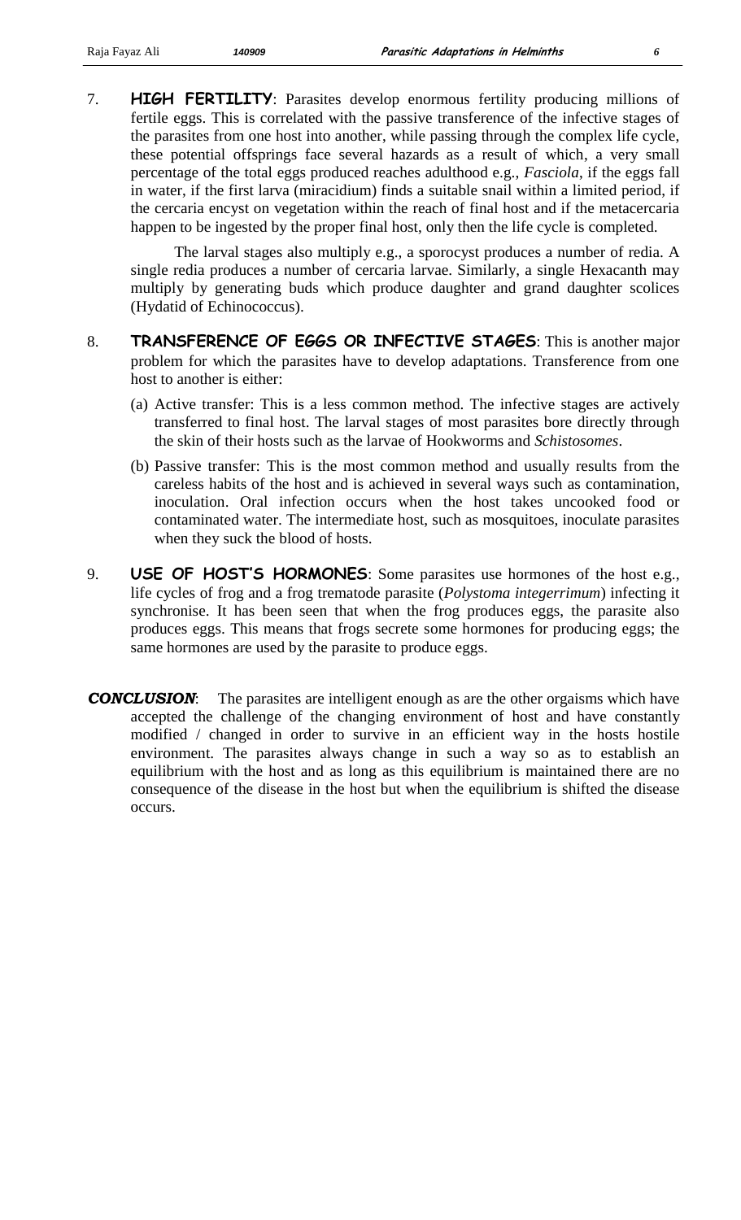7. **HIGH FERTILITY**: Parasites develop enormous fertility producing millions of fertile eggs. This is correlated with the passive transference of the infective stages of the parasites from one host into another, while passing through the complex life cycle, these potential offsprings face several hazards as a result of which, a very small percentage of the total eggs produced reaches adulthood e.g., *Fasciola*, if the eggs fall in water, if the first larva (miracidium) finds a suitable snail within a limited period, if the cercaria encyst on vegetation within the reach of final host and if the metacercaria happen to be ingested by the proper final host, only then the life cycle is completed.

   The larval stages also multiply e.g., a sporocyst produces a number of redia. A single redia produces a number of cercaria larvae. Similarly, a single Hexacanth may multiply by generating buds which produce daughter and grand daughter scolices (Hydatid of Echinococcus).

8. **TRANSFERENCE OF EGGS OR INFECTIVE STAGES**: This is another major problem for which the parasites have to develop adaptations. Transference from one host to another is either:

   (a) Active transfer: This is a less common method. The infective stages are actively transferred to final host. The larval stages of most parasites bore directly through the skin of their hosts such as the larvae of Hookworms and *Schistosomes*.

   (b) Passive transfer: This is the most common method and usually results from the careless habits of the host and is achieved in several ways such as contamination, inoculation. Oral infection occurs when the host takes uncooked food or contaminated water. The intermediate host, such as mosquitoes, inoculate parasites when they suck the blood of hosts.

9. **USE OF HOST'S HORMONES**: Some parasites use hormones of the host e.g., life cycles of frog and a frog trematode parasite (*Polystoma integerrimum*) infecting it synchronise. It has been seen that when the frog produces eggs, the parasite also produces eggs. This means that frogs secrete some hormones for producing eggs; the same hormones are used by the parasite to produce eggs.

***CONCLUSION***: The parasites are intelligent enough as are the other orgaisms which have accepted the challenge of the changing environment of host and have constantly modified / changed in order to survive in an efficient way in the hosts hostile environment. The parasites always change in such a way so as to establish an equilibrium with the host and as long as this equilibrium is maintained there are no consequence of the disease in the host but when the equilibrium is shifted the disease occurs.